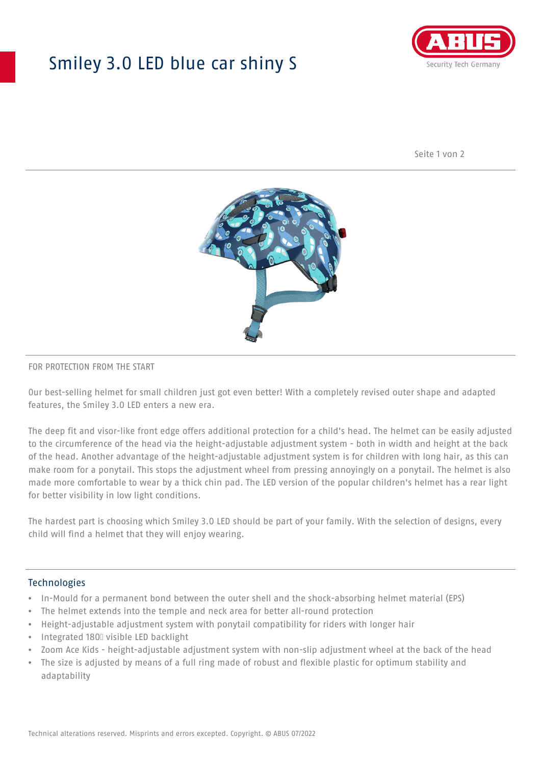# Smiley 3.0 LED blue car shiny S

FOR PROTECTION FROM THE START

Our best-selling helmet for small children just got even better! With a completely revised outer shape and adapted features, the Smiley 3.0 LED enters a new era.

The deep fit and visor-like front edge offers additional protection for a child's head. The helmet can be easily adjusted to the circumference of the head via the height-adjustable adjustment system - both in width and height at the back of the head. Another advantage of the height-adjustable adjustment system is for children with long hair, as this can make room for a ponytail. This stops the adjustment wheel from pressing annoyingly on a ponytail. The helmet is also made more comfortable to wear by a thick chin pad. The LED version of the popular children's helmet has a rear light for better visibility in low light conditions.

The hardest part is choosing which Smiley 3.0 LED should be part of your family. With the selection of designs, every child will find a helmet that they will enjoy wearing.

## Technologies

- In-Mould for a permanent bond between the outer shell and the shock-absorbing helmet material (EPS)
- The helmet extends into the temple and neck area for better all-round protection
- Height-adjustable adjustment system with ponytail compatibility for riders with longer hair
- Integrated 180° visible LED backlight
- Zoom Ace Kids - height-adjustable adjustment system with non-slip adjustment wheel at the back of the head
- The size is adjusted by means of a full ring made of robust and flexible plastic for optimum stability and adaptability

Technical alterations reserved. Misprints and errors excepted. Copyright. © ABUS 07/2022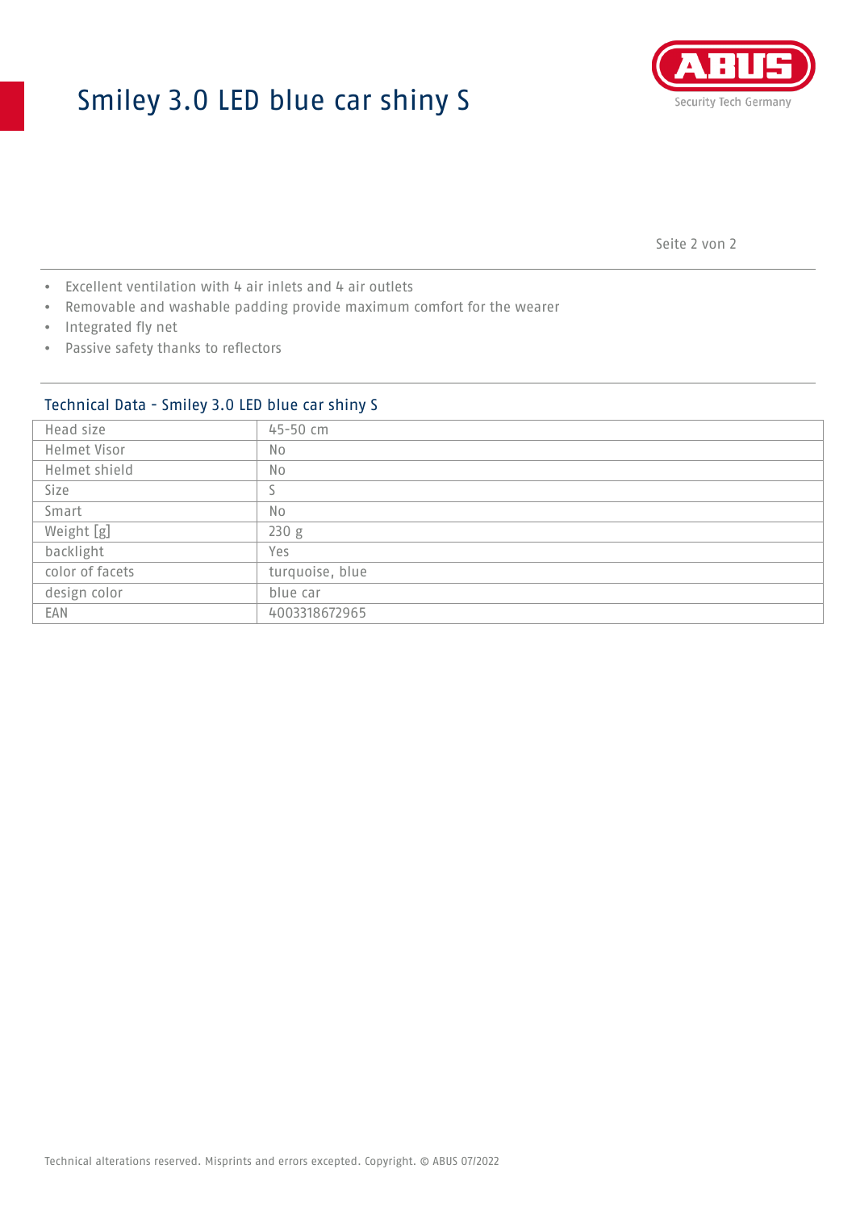# Smiley 3.0 LED blue car shiny S

- Excellent ventilation with 4 air inlets and 4 air outlets
- Removable and washable padding provide maximum comfort for the wearer
- Integrated fly net
- Passive safety thanks to reflectors

## Technical Data - Smiley 3.0 LED blue car shiny S

| | |
|---|---|
| Head size | 45-50 cm |
| Helmet Visor | No |
| Helmet shield | No |
| Size | S |
| Smart | No |
| Weight [g] | 230 g |
| backlight | Yes |
| color of facets | turquoise, blue |
| design color | blue car |
| EAN | 4003318672965 |

Technical alterations reserved. Misprints and errors excepted. Copyright. © ABUS 07/2022